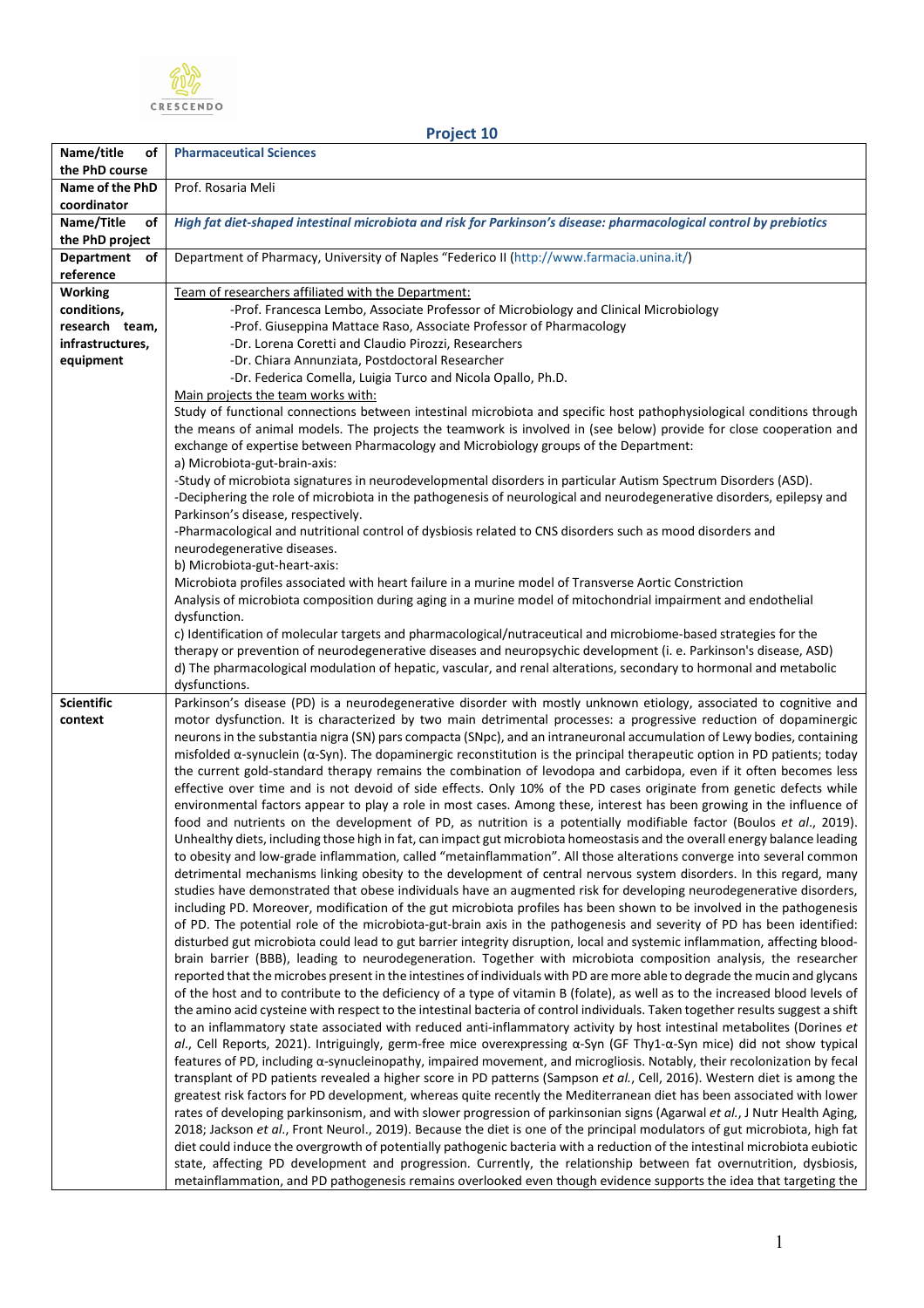## Project 10

| Name/title of the PhD course | **Pharmaceutical Sciences** |
|---|---|
| Name of the PhD coordinator | Prof. Rosaria Meli |
| Name/Title of the PhD project | ***High fat diet-shaped intestinal microbiota and risk for Parkinson's disease: pharmacological control by prebiotics*** |
| Department of reference | Department of Pharmacy, University of Naples "Federico II (http://www.farmacia.unina.it/) |
| Working conditions, research team, infrastructures, equipment | Team of researchers affiliated with the Department:<br>-Prof. Francesca Lembo, Associate Professor of Microbiology and Clinical Microbiology<br>-Prof. Giuseppina Mattace Raso, Associate Professor of Pharmacology<br>-Dr. Lorena Coretti and Claudio Pirozzi, Researchers<br>-Dr. Chiara Annunziata, Postdoctoral Researcher<br>-Dr. Federica Comella, Luigia Turco and Nicola Opallo, Ph.D.<br>Main projects the team works with:<br>Study of functional connections between intestinal microbiota and specific host pathophysiological conditions through the means of animal models. The projects the teamwork is involved in (see below) provide for close cooperation and exchange of expertise between Pharmacology and Microbiology groups of the Department:<br>a) Microbiota-gut-brain-axis:<br>-Study of microbiota signatures in neurodevelopmental disorders in particular Autism Spectrum Disorders (ASD).<br>-Deciphering the role of microbiota in the pathogenesis of neurological and neurodegenerative disorders, epilepsy and Parkinson's disease, respectively.<br>-Pharmacological and nutritional control of dysbiosis related to CNS disorders such as mood disorders and neurodegenerative diseases.<br>b) Microbiota-gut-heart-axis:<br>Microbiota profiles associated with heart failure in a murine model of Transverse Aortic Constriction<br>Analysis of microbiota composition during aging in a murine model of mitochondrial impairment and endothelial dysfunction.<br>c) Identification of molecular targets and pharmacological/nutraceutical and microbiome-based strategies for the therapy or prevention of neurodegenerative diseases and neuropsychic development (i. e. Parkinson's disease, ASD)<br>d) The pharmacological modulation of hepatic, vascular, and renal alterations, secondary to hormonal and metabolic dysfunctions. |
| Scientific context | Parkinson's disease (PD) is a neurodegenerative disorder with mostly unknown etiology, associated to cognitive and motor dysfunction. It is characterized by two main detrimental processes: a progressive reduction of dopaminergic neurons in the substantia nigra (SN) pars compacta (SNpc), and an intraneuronal accumulation of Lewy bodies, containing misfolded α-synuclein (α-Syn). The dopaminergic reconstitution is the principal therapeutic option in PD patients; today the current gold-standard therapy remains the combination of levodopa and carbidopa, even if it often becomes less effective over time and is not devoid of side effects. Only 10% of the PD cases originate from genetic defects while environmental factors appear to play a role in most cases. Among these, interest has been growing in the influence of food and nutrients on the development of PD, as nutrition is a potentially modifiable factor (Boulos *et al*., 2019). Unhealthy diets, including those high in fat, can impact gut microbiota homeostasis and the overall energy balance leading to obesity and low-grade inflammation, called "metainflammation". All those alterations converge into several common detrimental mechanisms linking obesity to the development of central nervous system disorders. In this regard, many studies have demonstrated that obese individuals have an augmented risk for developing neurodegenerative disorders, including PD. Moreover, modification of the gut microbiota profiles has been shown to be involved in the pathogenesis of PD. The potential role of the microbiota-gut-brain axis in the pathogenesis and severity of PD has been identified: disturbed gut microbiota could lead to gut barrier integrity disruption, local and systemic inflammation, affecting blood-brain barrier (BBB), leading to neurodegeneration. Together with microbiota composition analysis, the researcher reported that the microbes present in the intestines of individuals with PD are more able to degrade the mucin and glycans of the host and to contribute to the deficiency of a type of vitamin B (folate), as well as to the increased blood levels of the amino acid cysteine with respect to the intestinal bacteria of control individuals. Taken together results suggest a shift to an inflammatory state associated with reduced anti-inflammatory activity by host intestinal metabolites (Dorines *et al*., Cell Reports, 2021). Intriguingly, germ-free mice overexpressing α-Syn (GF Thy1-α-Syn mice) did not show typical features of PD, including α-synucleinopathy, impaired movement, and microgliosis. Notably, their recolonization by fecal transplant of PD patients revealed a higher score in PD patterns (Sampson *et al.*, Cell, 2016). Western diet is among the greatest risk factors for PD development, whereas quite recently the Mediterranean diet has been associated with lower rates of developing parkinsonism, and with slower progression of parkinsonian signs (Agarwal *et al.*, J Nutr Health Aging, 2018; Jackson *et al*., Front Neurol., 2019). Because the diet is one of the principal modulators of gut microbiota, high fat diet could induce the overgrowth of potentially pathogenic bacteria with a reduction of the intestinal microbiota eubiotic state, affecting PD development and progression. Currently, the relationship between fat overnutrition, dysbiosis, metainflammation, and PD pathogenesis remains overlooked even though evidence supports the idea that targeting the |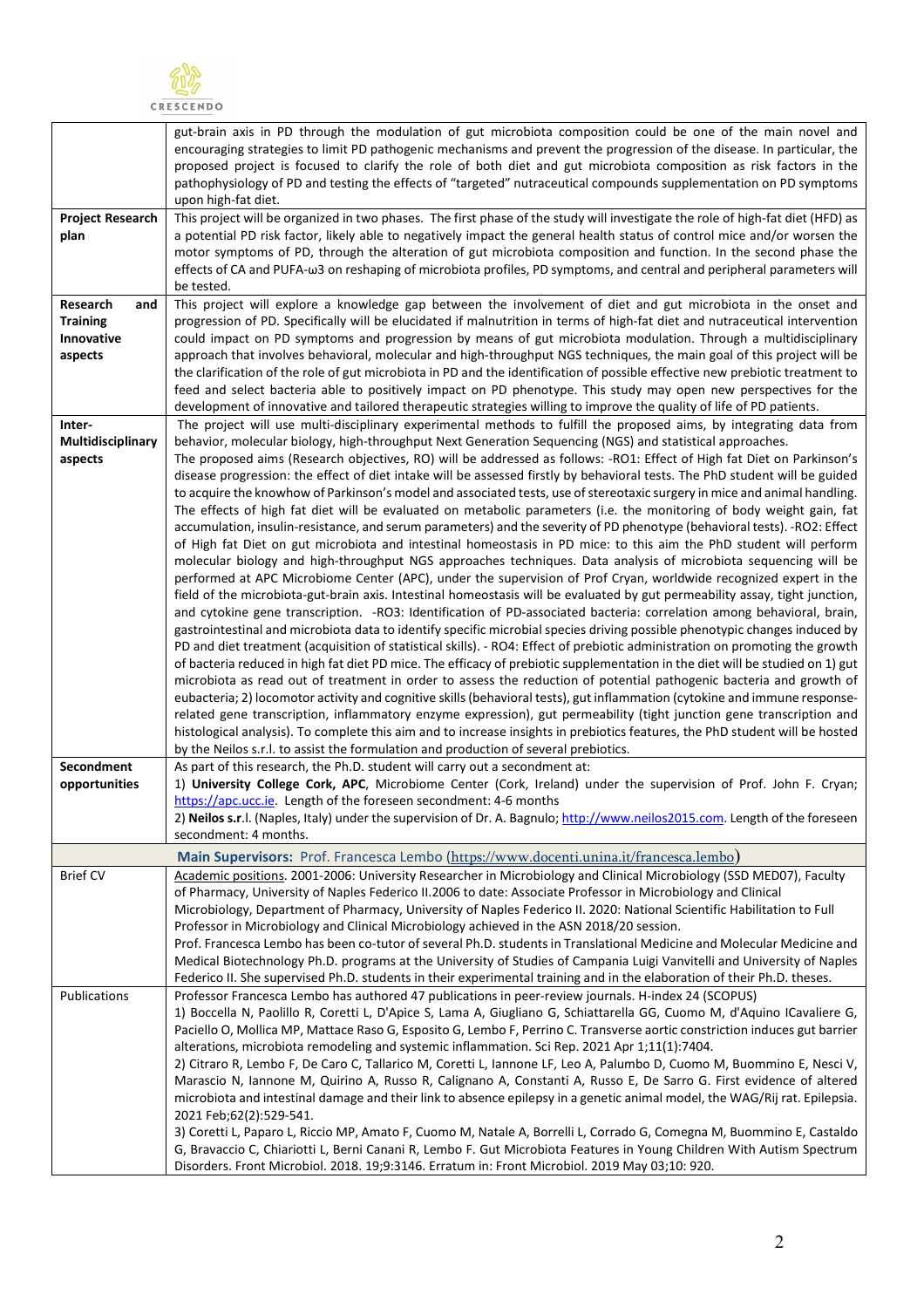| | |
|---|---|
| | gut-brain axis in PD through the modulation of gut microbiota composition could be one of the main novel and encouraging strategies to limit PD pathogenic mechanisms and prevent the progression of the disease. In particular, the proposed project is focused to clarify the role of both diet and gut microbiota composition as risk factors in the pathophysiology of PD and testing the effects of "targeted" nutraceutical compounds supplementation on PD symptoms upon high-fat diet. |
| **Project Research plan** | This project will be organized in two phases. The first phase of the study will investigate the role of high-fat diet (HFD) as a potential PD risk factor, likely able to negatively impact the general health status of control mice and/or worsen the motor symptoms of PD, through the alteration of gut microbiota composition and function. In the second phase the effects of CA and PUFA-ω3 on reshaping of microbiota profiles, PD symptoms, and central and peripheral parameters will be tested. |
| **Research and Training Innovative aspects** | This project will explore a knowledge gap between the involvement of diet and gut microbiota in the onset and progression of PD. Specifically will be elucidated if malnutrition in terms of high-fat diet and nutraceutical intervention could impact on PD symptoms and progression by means of gut microbiota modulation. Through a multidisciplinary approach that involves behavioral, molecular and high-throughput NGS techniques, the main goal of this project will be the clarification of the role of gut microbiota in PD and the identification of possible effective new prebiotic treatment to feed and select bacteria able to positively impact on PD phenotype. This study may open new perspectives for the development of innovative and tailored therapeutic strategies willing to improve the quality of life of PD patients. |
| **Inter-Multidisciplinary aspects** | The project will use multi-disciplinary experimental methods to fulfill the proposed aims, by integrating data from behavior, molecular biology, high-throughput Next Generation Sequencing (NGS) and statistical approaches. The proposed aims (Research objectives, RO) will be addressed as follows: -RO1: Effect of High fat Diet on Parkinson's disease progression: the effect of diet intake will be assessed firstly by behavioral tests. The PhD student will be guided to acquire the knowhow of Parkinson's model and associated tests, use of stereotaxic surgery in mice and animal handling. The effects of high fat diet will be evaluated on metabolic parameters (i.e. the monitoring of body weight gain, fat accumulation, insulin-resistance, and serum parameters) and the severity of PD phenotype (behavioral tests). -RO2: Effect of High fat Diet on gut microbiota and intestinal homeostasis in PD mice: to this aim the PhD student will perform molecular biology and high-throughput NGS approaches techniques. Data analysis of microbiota sequencing will be performed at APC Microbiome Center (APC), under the supervision of Prof Cryan, worldwide recognized expert in the field of the microbiota-gut-brain axis. Intestinal homeostasis will be evaluated by gut permeability assay, tight junction, and cytokine gene transcription. -RO3: Identification of PD-associated bacteria: correlation among behavioral, brain, gastrointestinal and microbiota data to identify specific microbial species driving possible phenotypic changes induced by PD and diet treatment (acquisition of statistical skills). - RO4: Effect of prebiotic administration on promoting the growth of bacteria reduced in high fat diet PD mice. The efficacy of prebiotic supplementation in the diet will be studied on 1) gut microbiota as read out of treatment in order to assess the reduction of potential pathogenic bacteria and growth of eubacteria; 2) locomotor activity and cognitive skills (behavioral tests), gut inflammation (cytokine and immune response-related gene transcription, inflammatory enzyme expression), gut permeability (tight junction gene transcription and histological analysis). To complete this aim and to increase insights in prebiotics features, the PhD student will be hosted by the Neilos s.r.l. to assist the formulation and production of several prebiotics. |
| **Secondment opportunities** | As part of this research, the Ph.D. student will carry out a secondment at:<br>1) **University College Cork, APC**, Microbiome Center (Cork, Ireland) under the supervision of Prof. John F. Cryan; https://apc.ucc.ie. Length of the foreseen secondment: 4-6 months<br>2) **Neilos s.r**.l. (Naples, Italy) under the supervision of Dr. A. Bagnulo; http://www.neilos2015.com. Length of the foreseen secondment: 4 months. |
| **Main Supervisors:** Prof. Francesca Lembo (https://www.docenti.unina.it/francesca.lembo) | |
| Brief CV | Academic positions. 2001-2006: University Researcher in Microbiology and Clinical Microbiology (SSD MED07), Faculty of Pharmacy, University of Naples Federico II.2006 to date: Associate Professor in Microbiology and Clinical Microbiology, Department of Pharmacy, University of Naples Federico II. 2020: National Scientific Habilitation to Full Professor in Microbiology and Clinical Microbiology achieved in the ASN 2018/20 session.<br>Prof. Francesca Lembo has been co-tutor of several Ph.D. students in Translational Medicine and Molecular Medicine and Medical Biotechnology Ph.D. programs at the University of Studies of Campania Luigi Vanvitelli and University of Naples Federico II. She supervised Ph.D. students in their experimental training and in the elaboration of their Ph.D. theses. |
| Publications | Professor Francesca Lembo has authored 47 publications in peer-review journals. H-index 24 (SCOPUS)<br>1) Boccella N, Paolillo R, Coretti L, D'Apice S, Lama A, Giugliano G, Schiattarella GG, Cuomo M, d'Aquino ICavaliere G, Paciello O, Mollica MP, Mattace Raso G, Esposito G, Lembo F, Perrino C. Transverse aortic constriction induces gut barrier alterations, microbiota remodeling and systemic inflammation. Sci Rep. 2021 Apr 1;11(1):7404.<br>2) Citraro R, Lembo F, De Caro C, Tallarico M, Coretti L, Iannone LF, Leo A, Palumbo D, Cuomo M, Buommino E, Nesci V, Marascio N, Iannone M, Quirino A, Russo R, Calignano A, Constanti A, Russo E, De Sarro G. First evidence of altered microbiota and intestinal damage and their link to absence epilepsy in a genetic animal model, the WAG/Rij rat. Epilepsia. 2021 Feb;62(2):529-541.<br>3) Coretti L, Paparo L, Riccio MP, Amato F, Cuomo M, Natale A, Borrelli L, Corrado G, Comegna M, Buommino E, Castaldo G, Bravaccio C, Chiariotti L, Berni Canani R, Lembo F. Gut Microbiota Features in Young Children With Autism Spectrum Disorders. Front Microbiol. 2018. 19;9:3146. Erratum in: Front Microbiol. 2019 May 03;10: 920. |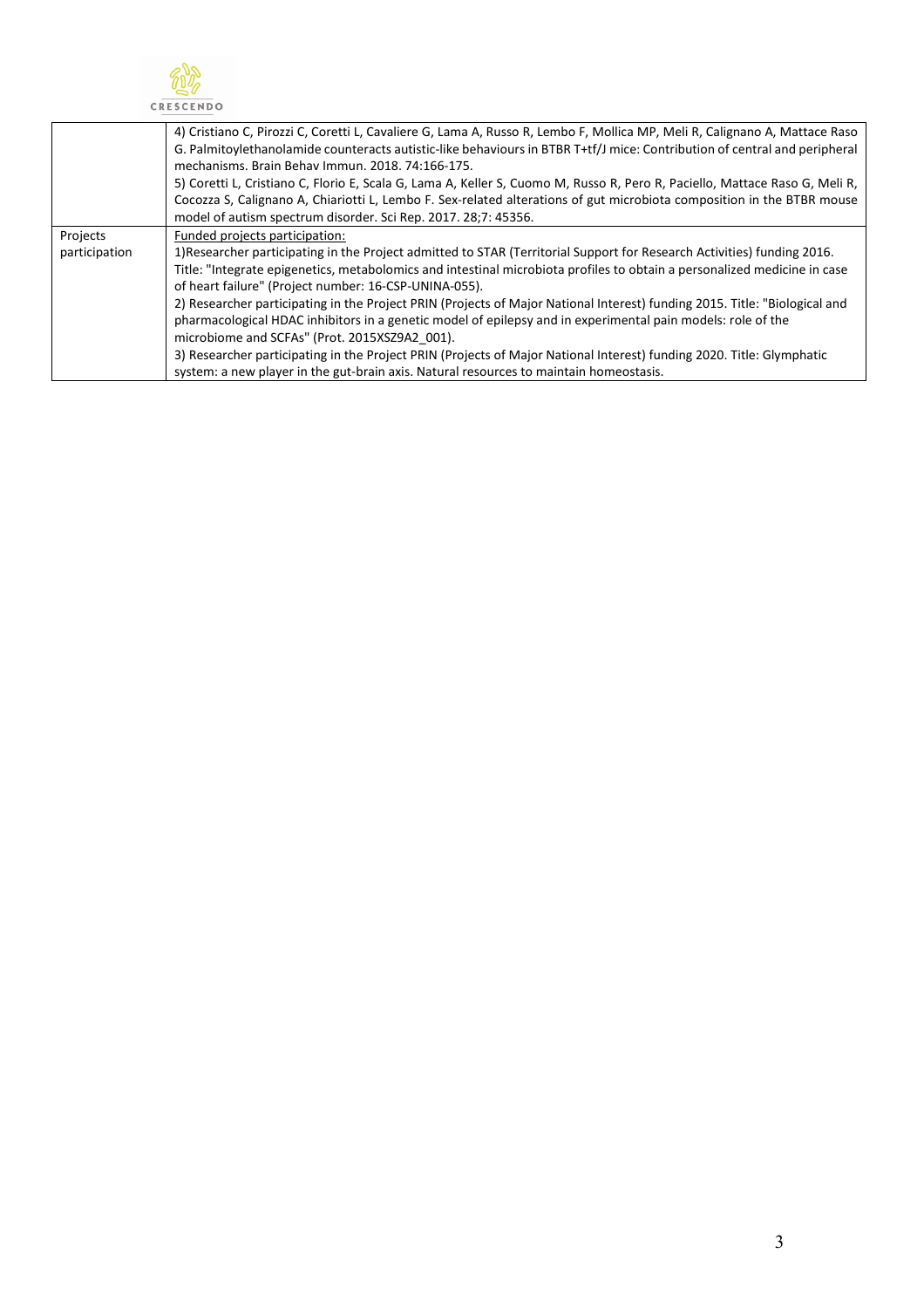| | |
|---|---|
| | 4) Cristiano C, Pirozzi C, Coretti L, Cavaliere G, Lama A, Russo R, Lembo F, Mollica MP, Meli R, Calignano A, Mattace Raso G. Palmitoylethanolamide counteracts autistic-like behaviours in BTBR T+tf/J mice: Contribution of central and peripheral mechanisms. Brain Behav Immun. 2018. 74:166-175.<br>5) Coretti L, Cristiano C, Florio E, Scala G, Lama A, Keller S, Cuomo M, Russo R, Pero R, Paciello, Mattace Raso G, Meli R, Cocozza S, Calignano A, Chiariotti L, Lembo F. Sex-related alterations of gut microbiota composition in the BTBR mouse model of autism spectrum disorder. Sci Rep. 2017. 28;7: 45356. |
| Projects participation | Funded projects participation:<br>1)Researcher participating in the Project admitted to STAR (Territorial Support for Research Activities) funding 2016. Title: "Integrate epigenetics, metabolomics and intestinal microbiota profiles to obtain a personalized medicine in case of heart failure" (Project number: 16-CSP-UNINA-055).<br>2) Researcher participating in the Project PRIN (Projects of Major National Interest) funding 2015. Title: "Biological and pharmacological HDAC inhibitors in a genetic model of epilepsy and in experimental pain models: role of the microbiome and SCFAs" (Prot. 2015XSZ9A2_001).<br>3) Researcher participating in the Project PRIN (Projects of Major National Interest) funding 2020. Title: Glymphatic system: a new player in the gut-brain axis. Natural resources to maintain homeostasis. |